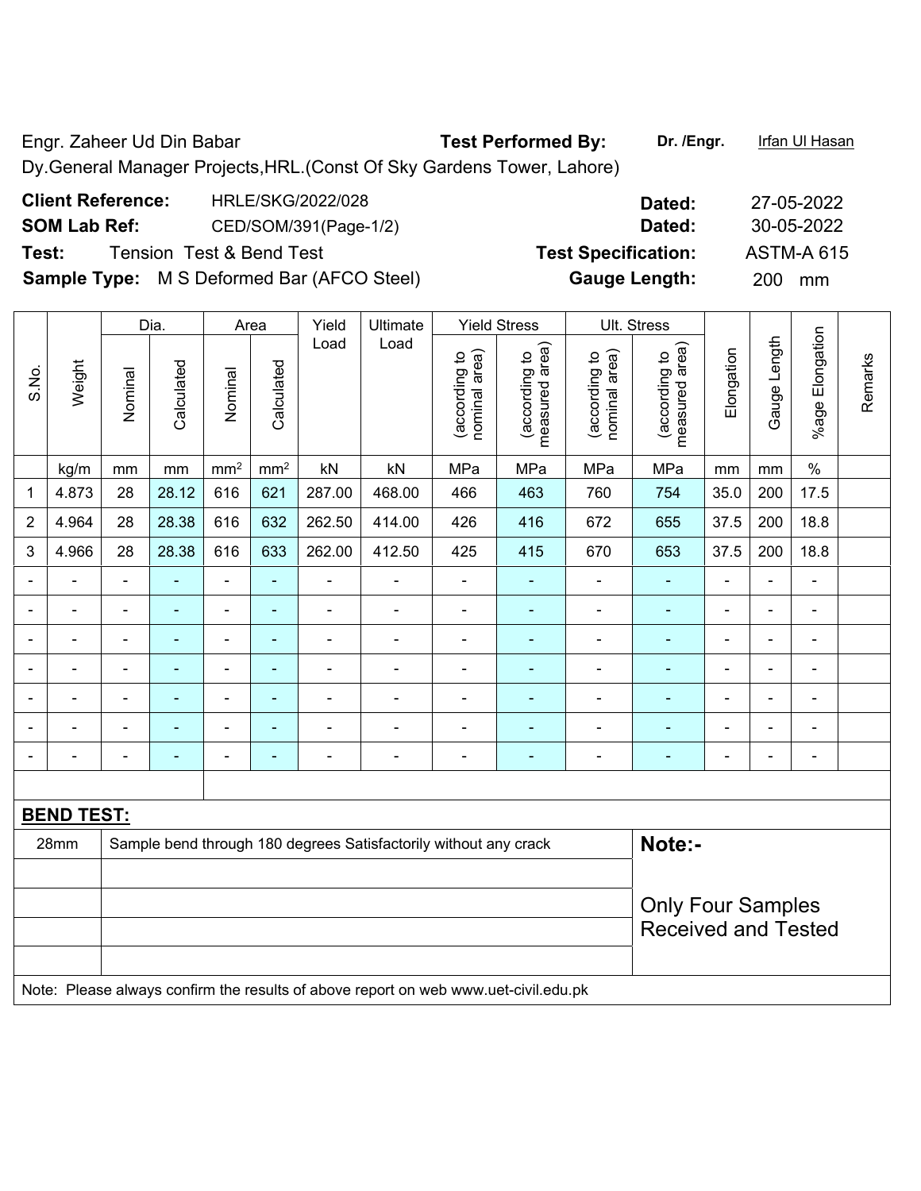Engr. Zaheer Ud Din Babar | **Test Performed By:** | **Dr. /Engr.** | Irfan Ul Hasan

Dy.General Manager Projects,HRL.(Const Of Sky Gardens Tower, Lahore)

**Client Reference:** HRLE/SKG/2022/028 | **Dated:** 27-05-2022

**SOM Lab Ref:** CED/SOM/391(Page-1/2) | **Dated:** 30-05-2022

**Test:** Tension Test & Bend Test | **Test Specification:** ASTM-A 615

**Sample Type:** M S Deformed Bar (AFCO Steel) | **Gauge Length:** 200 mm

| S.No. | Weight | Dia. | | Area | | Yield Load | Ultimate Load | Yield Stress | | Ult. Stress | | Elongation | Gauge Length | %age Elongation | Remarks |
|---|---|---|---|---|---|---|---|---|---|---|---|---|---|---|---|
| | | Nominal | Calculated | Nominal | Calculated | | | (according to nominal area) | (according to measured area) | (according to nominal area) | (according to measured area) | | | | |
| | kg/m | mm | mm | $mm^2$ | $mm^2$ | kN | kN | MPa | MPa | MPa | MPa | mm | mm | % | |
| 1 | 4.873 | 28 | 28.12 | 616 | 621 | 287.00 | 468.00 | 466 | 463 | 760 | 754 | 35.0 | 200 | 17.5 | |
| 2 | 4.964 | 28 | 28.38 | 616 | 632 | 262.50 | 414.00 | 426 | 416 | 672 | 655 | 37.5 | 200 | 18.8 | |
| 3 | 4.966 | 28 | 28.38 | 616 | 633 | 262.00 | 412.50 | 425 | 415 | 670 | 653 | 37.5 | 200 | 18.8 | |
| - | - | - | - | - | - | - | - | - | - | - | - | - | - | - | |
| - | - | - | - | - | - | - | - | - | - | - | - | - | - | - | |
| - | - | - | - | - | - | - | - | - | - | - | - | - | - | - | |
| - | - | - | - | - | - | - | - | - | - | - | - | - | - | - | |
| - | - | - | - | - | - | - | - | - | - | - | - | - | - | - | |
| - | - | - | - | - | - | - | - | - | - | - | - | - | - | - | |
| - | - | - | - | - | - | - | - | - | - | - | - | - | - | - | |

**BEND TEST:**

| | | |
|---|---|---|
| 28mm | Sample bend through 180 degrees Satisfactorily without any crack | **Note:-** |
| | | Only Four Samples Received and Tested |

Note: Please always confirm the results of above report on web www.uet-civil.edu.pk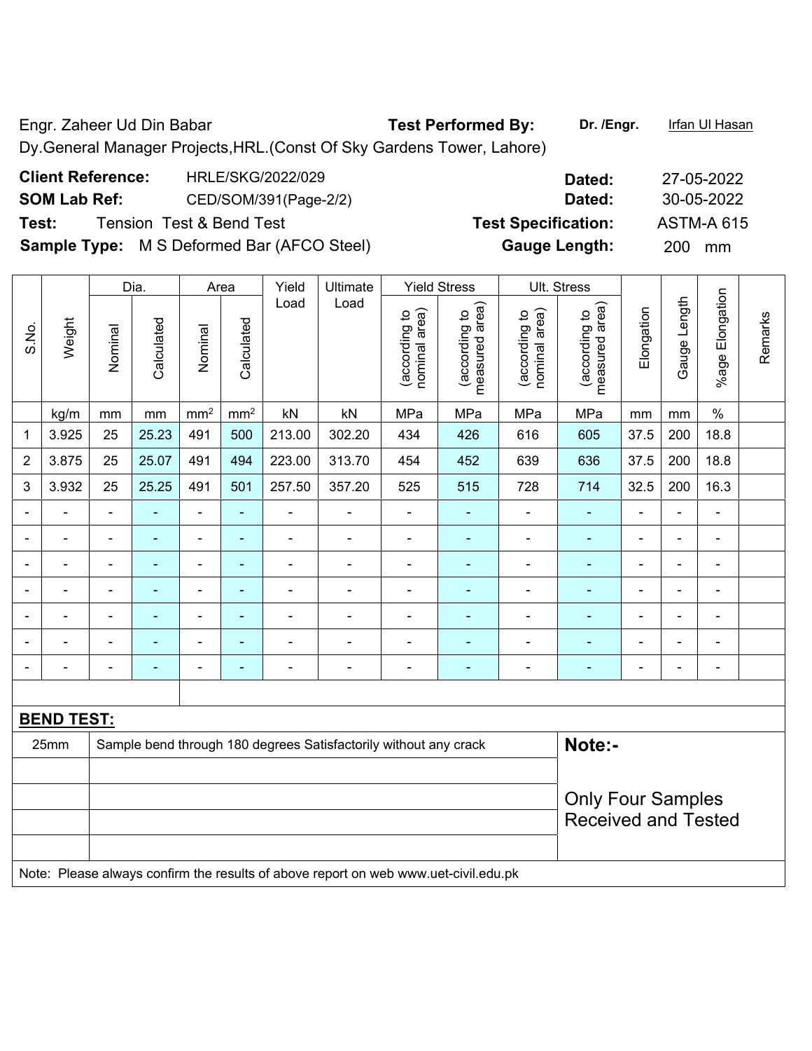Engr. Zaheer Ud Din Babar **Test Performed By:** **Dr. /Engr.** Irfan Ul Hasan

Dy.General Manager Projects,HRL.(Const Of Sky Gardens Tower, Lahore)

**Client Reference:** HRLE/SKG/2022/029 **Dated:** 27-05-2022

**SOM Lab Ref:** CED/SOM/391(Page-2/2) **Dated:** 30-05-2022

**Test:** Tension Test & Bend Test **Test Specification:** ASTM-A 615

**Sample Type:** M S Deformed Bar (AFCO Steel) **Gauge Length:** 200 mm

| S.No. | Weight | Dia. | | Area | | Yield Load | Ultimate Load | Yield Stress | | Ult. Stress | | Elongation | Gauge Length | %age Elongation | Remarks |
|---|---|---|---|---|---|---|---|---|---|---|---|---|---|---|---|
| | | Nominal | Calculated | Nominal | Calculated | | | (according to nominal area) | (according to measured area) | (according to nominal area) | (according to measured area) | | | | |
| | kg/m | mm | mm | mm² | mm² | kN | kN | MPa | MPa | MPa | MPa | mm | mm | % | |
| 1 | 3.925 | 25 | 25.23 | 491 | 500 | 213.00 | 302.20 | 434 | 426 | 616 | 605 | 37.5 | 200 | 18.8 | |
| 2 | 3.875 | 25 | 25.07 | 491 | 494 | 223.00 | 313.70 | 454 | 452 | 639 | 636 | 37.5 | 200 | 18.8 | |
| 3 | 3.932 | 25 | 25.25 | 491 | 501 | 257.50 | 357.20 | 525 | 515 | 728 | 714 | 32.5 | 200 | 16.3 | |
| - | - | - | - | - | - | - | - | - | - | - | - | - | - | - | |
| - | - | - | - | - | - | - | - | - | - | - | - | - | - | - | |
| - | - | - | - | - | - | - | - | - | - | - | - | - | - | - | |
| - | - | - | - | - | - | - | - | - | - | - | - | - | - | - | |
| - | - | - | - | - | - | - | - | - | - | - | - | - | - | - | |
| - | - | - | - | - | - | - | - | - | - | - | - | - | - | - | |
| - | - | - | - | - | - | - | - | - | - | - | - | - | - | - | |

**BEND TEST:**

| | | |
|---|---|---|
| 25mm | Sample bend through 180 degrees Satisfactorily without any crack | **Note:-** Only Four Samples Received and Tested |

Note: Please always confirm the results of above report on web www.uet-civil.edu.pk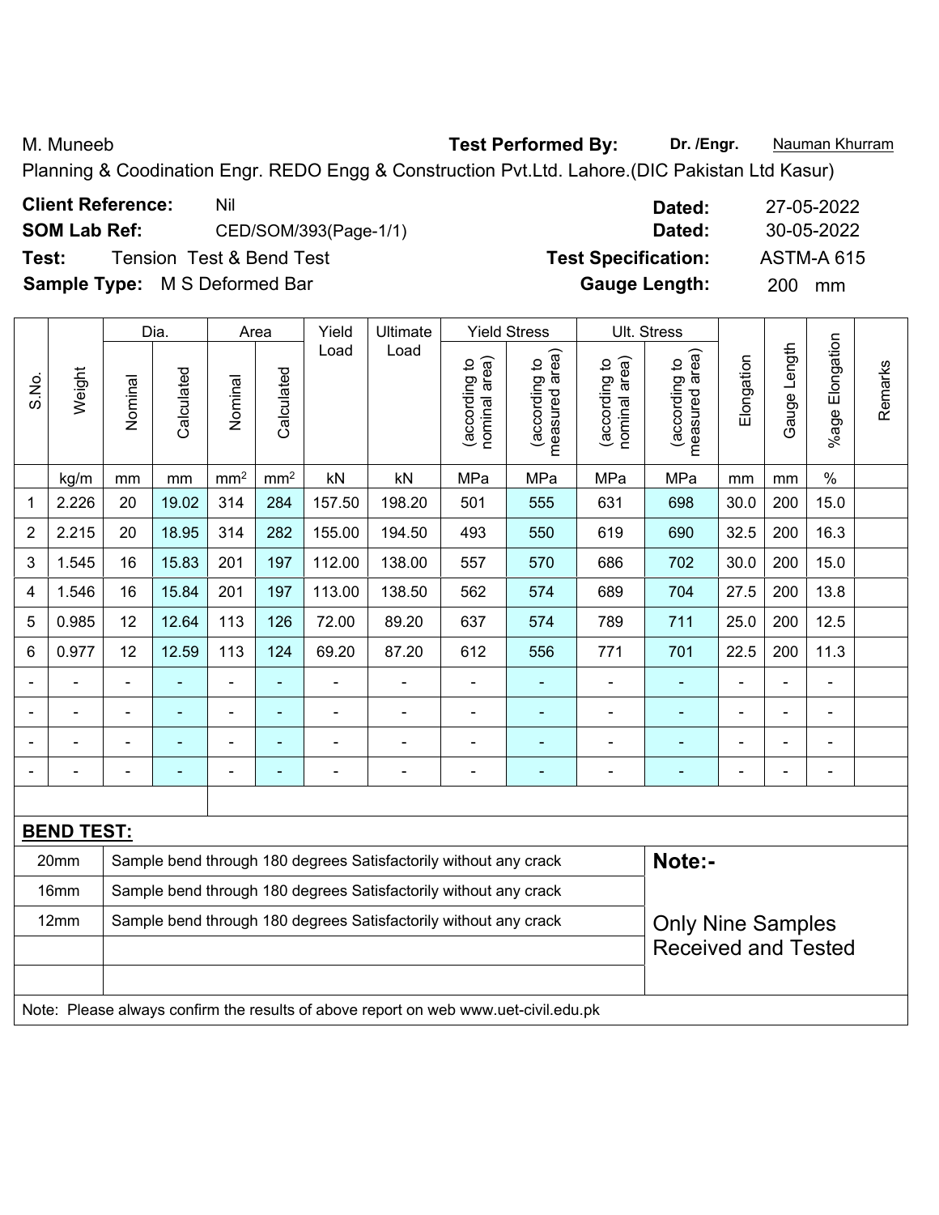M. Muneeb **Test Performed By:** **Dr. /Engr.** Nauman Khurram

Planning & Coodination Engr. REDO Engg & Construction Pvt.Ltd. Lahore.(DIC Pakistan Ltd Kasur)

**Client Reference:** Nil **Dated:** 27-05-2022

**SOM Lab Ref:** CED/SOM/393(Page-1/1) **Dated:** 30-05-2022

**Test:** Tension Test & Bend Test **Test Specification:** ASTM-A 615

**Sample Type:** M S Deformed Bar **Gauge Length:** 200 mm

| S.No. | Weight | Dia. | | Area | | Yield Load | Ultimate Load | Yield Stress | | Ult. Stress | | Elongation | Gauge Length | %age Elongation | Remarks |
|---|---|---|---|---|---|---|---|---|---|---|---|---|---|---|---|
| | | Nominal | Calculated | Nominal | Calculated | | | (according to nominal area) | (according to measured area) | (according to nominal area) | (according to measured area) | | | | |
| | kg/m | mm | mm | mm$^2$ | mm$^2$ | kN | kN | MPa | MPa | MPa | MPa | mm | mm | % | |
| 1 | 2.226 | 20 | 19.02 | 314 | 284 | 157.50 | 198.20 | 501 | 555 | 631 | 698 | 30.0 | 200 | 15.0 | |
| 2 | 2.215 | 20 | 18.95 | 314 | 282 | 155.00 | 194.50 | 493 | 550 | 619 | 690 | 32.5 | 200 | 16.3 | |
| 3 | 1.545 | 16 | 15.83 | 201 | 197 | 112.00 | 138.00 | 557 | 570 | 686 | 702 | 30.0 | 200 | 15.0 | |
| 4 | 1.546 | 16 | 15.84 | 201 | 197 | 113.00 | 138.50 | 562 | 574 | 689 | 704 | 27.5 | 200 | 13.8 | |
| 5 | 0.985 | 12 | 12.64 | 113 | 126 | 72.00 | 89.20 | 637 | 574 | 789 | 711 | 25.0 | 200 | 12.5 | |
| 6 | 0.977 | 12 | 12.59 | 113 | 124 | 69.20 | 87.20 | 612 | 556 | 771 | 701 | 22.5 | 200 | 11.3 | |
| - | - | - | - | - | - | - | - | - | - | - | - | - | - | - | |
| - | - | - | - | - | - | - | - | - | - | - | - | - | - | - | |
| - | - | - | - | - | - | - | - | - | - | - | - | - | - | - | |
| - | - | - | - | - | - | - | - | - | - | - | - | - | - | - | |

**BEND TEST:**

| Size | Result |
|---|---|
| 20mm | Sample bend through 180 degrees Satisfactorily without any crack |
| 16mm | Sample bend through 180 degrees Satisfactorily without any crack |
| 12mm | Sample bend through 180 degrees Satisfactorily without any crack |

**Note:-**

Only Nine Samples Received and Tested

Note: Please always confirm the results of above report on web www.uet-civil.edu.pk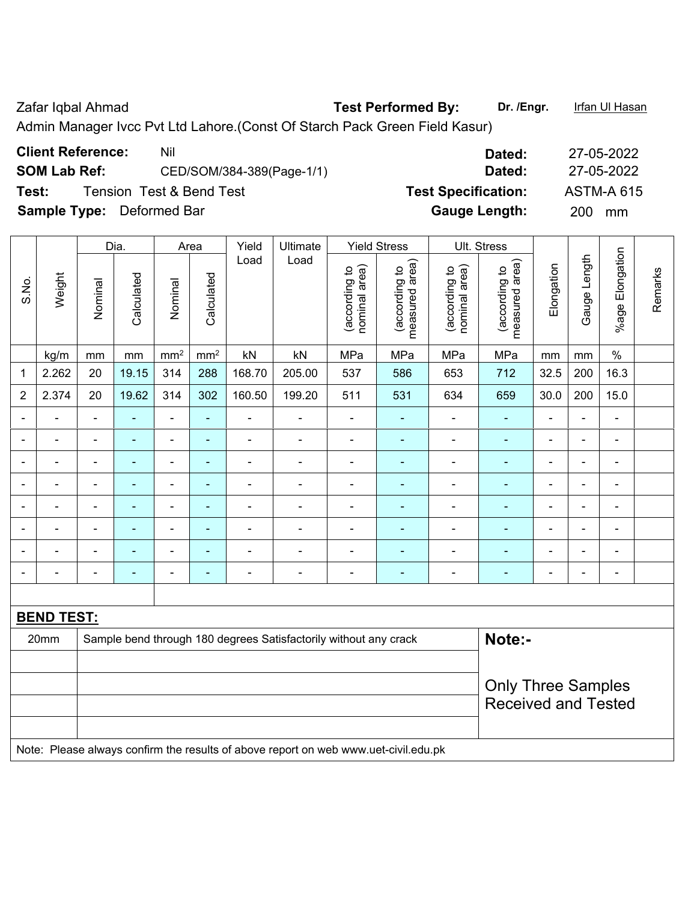Zafar Iqbal Ahmad **Test Performed By:** **Dr. /Engr.** Irfan Ul Hasan

Admin Manager Ivcc Pvt Ltd Lahore.(Const Of Starch Pack Green Field Kasur)

**Client Reference:** Nil **Dated:** 27-05-2022

**SOM Lab Ref:** CED/SOM/384-389(Page-1/1) **Dated:** 27-05-2022

**Test:** Tension Test & Bend Test **Test Specification:** ASTM-A 615

**Sample Type:** Deformed Bar **Gauge Length:** 200 mm

| S.No. | Weight | Dia. | | Area | | Yield Load | Ultimate Load | Yield Stress | | Ult. Stress | | Elongation | Gauge Length | %age Elongation | Remarks |
|---|---|---|---|---|---|---|---|---|---|---|---|---|---|---|---|
| | | Nominal | Calculated | Nominal | Calculated | | | (according to nominal area) | (according to measured area) | (according to nominal area) | (according to measured area) | | | | |
| | kg/m | mm | mm | mm² | mm² | kN | kN | MPa | MPa | MPa | MPa | mm | mm | % | |
| 1 | 2.262 | 20 | 19.15 | 314 | 288 | 168.70 | 205.00 | 537 | 586 | 653 | 712 | 32.5 | 200 | 16.3 | |
| 2 | 2.374 | 20 | 19.62 | 314 | 302 | 160.50 | 199.20 | 511 | 531 | 634 | 659 | 30.0 | 200 | 15.0 | |
| - | - | - | - | - | - | - | - | - | - | - | - | - | - | - | |
| - | - | - | - | - | - | - | - | - | - | - | - | - | - | - | |
| - | - | - | - | - | - | - | - | - | - | - | - | - | - | - | |
| - | - | - | - | - | - | - | - | - | - | - | - | - | - | - | |
| - | - | - | - | - | - | - | - | - | - | - | - | - | - | - | |
| - | - | - | - | - | - | - | - | - | - | - | - | - | - | - | |
| - | - | - | - | - | - | - | - | - | - | - | - | - | - | - | |
| - | - | - | - | - | - | - | - | - | - | - | - | - | - | - | |

**BEND TEST:**

| | | |
|---|---|---|
| 20mm | Sample bend through 180 degrees Satisfactorily without any crack | **Note:-** |
| | | Only Three Samples Received and Tested |

Note: Please always confirm the results of above report on web www.uet-civil.edu.pk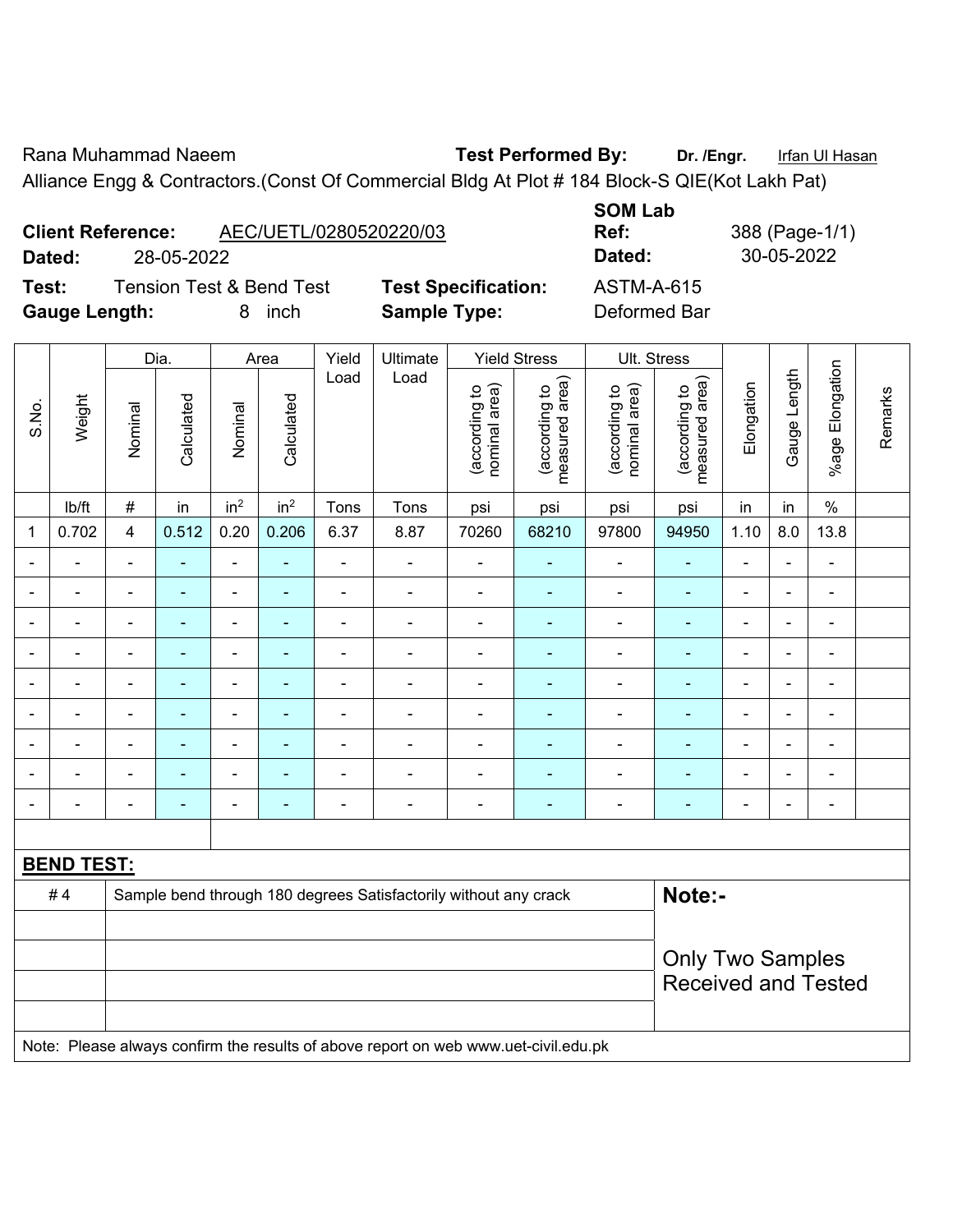Rana Muhammad Naeem **Test Performed By:** **Dr. /Engr.** Irfan Ul Hasan

Alliance Engg & Contractors.(Const Of Commercial Bldg At Plot # 184 Block-S QIE(Kot Lakh Pat)

**Client Reference:** AEC/UETL/0280520220/03 **SOM Lab Ref:** 388 (Page-1/1)

**Dated:** 28-05-2022 **Dated:** 30-05-2022

**Test:** Tension Test & Bend Test **Test Specification:** ASTM-A-615

**Gauge Length:** 8 inch **Sample Type:** Deformed Bar

| S.No. | Weight | Dia. | | Area | | Yield Load | Ultimate Load | Yield Stress | | Ult. Stress | | Elongation | Gauge Length | %age Elongation | Remarks |
|---|---|---|---|---|---|---|---|---|---|---|---|---|---|---|---|
| | | Nominal | Calculated | Nominal | Calculated | | | (according to nominal area) | (according to measured area) | (according to nominal area) | (according to measured area) | | | | |
| | lb/ft | # | in | $in^2$ | $in^2$ | Tons | Tons | psi | psi | psi | psi | in | in | % | |
| 1 | 0.702 | 4 | 0.512 | 0.20 | 0.206 | 6.37 | 8.87 | 70260 | 68210 | 97800 | 94950 | 1.10 | 8.0 | 13.8 | |
| - | - | - | - | - | - | - | - | - | - | - | - | - | - | - | |
| - | - | - | - | - | - | - | - | - | - | - | - | - | - | - | |
| - | - | - | - | - | - | - | - | - | - | - | - | - | - | - | |
| - | - | - | - | - | - | - | - | - | - | - | - | - | - | - | |
| - | - | - | - | - | - | - | - | - | - | - | - | - | - | - | |
| - | - | - | - | - | - | - | - | - | - | - | - | - | - | - | |
| - | - | - | - | - | - | - | - | - | - | - | - | - | - | - | |
| - | - | - | - | - | - | - | - | - | - | - | - | - | - | - | |
| - | - | - | - | - | - | - | - | - | - | - | - | - | - | - | |

**BEND TEST:**

| | | |
|---|---|---|
| # 4 | Sample bend through 180 degrees Satisfactorily without any crack | **Note:-** |
| | | Only Two Samples Received and Tested |

Note: Please always confirm the results of above report on web www.uet-civil.edu.pk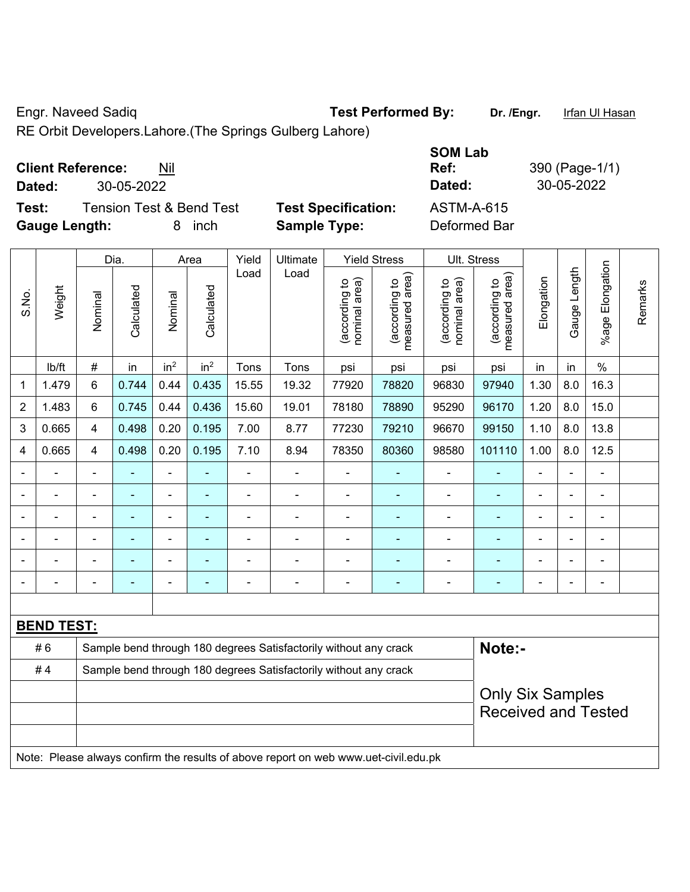Engr. Naveed Sadiq

RE Orbit Developers.Lahore.(The Springs Gulberg Lahore)

**Test Performed By:** **Dr. /Engr.** Irfan Ul Hasan

**SOM Lab**

**Client Reference:** Nil

**Dated:** 30-05-2022

**Ref:** 390 (Page-1/1)

**Dated:** 30-05-2022

**Test:** Tension Test & Bend Test

**Test Specification:** ASTM-A-615

**Gauge Length:** 8 inch

**Sample Type:** Deformed Bar

| S.No. | Weight | Dia. | | Area | | Yield Load | Ultimate Load | Yield Stress | | Ult. Stress | | Elongation | Gauge Length | %age Elongation | Remarks |
|---|---|---|---|---|---|---|---|---|---|---|---|---|---|---|---|
| | | Nominal | Calculated | Nominal | Calculated | | | (according to nominal area) | (according to measured area) | (according to nominal area) | (according to measured area) | | | | |
| | lb/ft | # | in | in$^2$ | in$^2$ | Tons | Tons | psi | psi | psi | psi | in | in | % | |
| 1 | 1.479 | 6 | 0.744 | 0.44 | 0.435 | 15.55 | 19.32 | 77920 | 78820 | 96830 | 97940 | 1.30 | 8.0 | 16.3 | |
| 2 | 1.483 | 6 | 0.745 | 0.44 | 0.436 | 15.60 | 19.01 | 78180 | 78890 | 95290 | 96170 | 1.20 | 8.0 | 15.0 | |
| 3 | 0.665 | 4 | 0.498 | 0.20 | 0.195 | 7.00 | 8.77 | 77230 | 79210 | 96670 | 99150 | 1.10 | 8.0 | 13.8 | |
| 4 | 0.665 | 4 | 0.498 | 0.20 | 0.195 | 7.10 | 8.94 | 78350 | 80360 | 98580 | 101110 | 1.00 | 8.0 | 12.5 | |
| - | - | - | - | - | - | - | - | - | - | - | - | - | - | - | |
| - | - | - | - | - | - | - | - | - | - | - | - | - | - | - | |
| - | - | - | - | - | - | - | - | - | - | - | - | - | - | - | |
| - | - | - | - | - | - | - | - | - | - | - | - | - | - | - | |
| - | - | - | - | - | - | - | - | - | - | - | - | - | - | - | |
| - | - | - | - | - | - | - | - | - | - | - | - | - | - | - | |

**BEND TEST:**

| | | |
|---|---|---|
| # 6 | Sample bend through 180 degrees Satisfactorily without any crack | **Note:-** |
| # 4 | Sample bend through 180 degrees Satisfactorily without any crack | |
| | | Only Six Samples Received and Tested |

Note: Please always confirm the results of above report on web www.uet-civil.edu.pk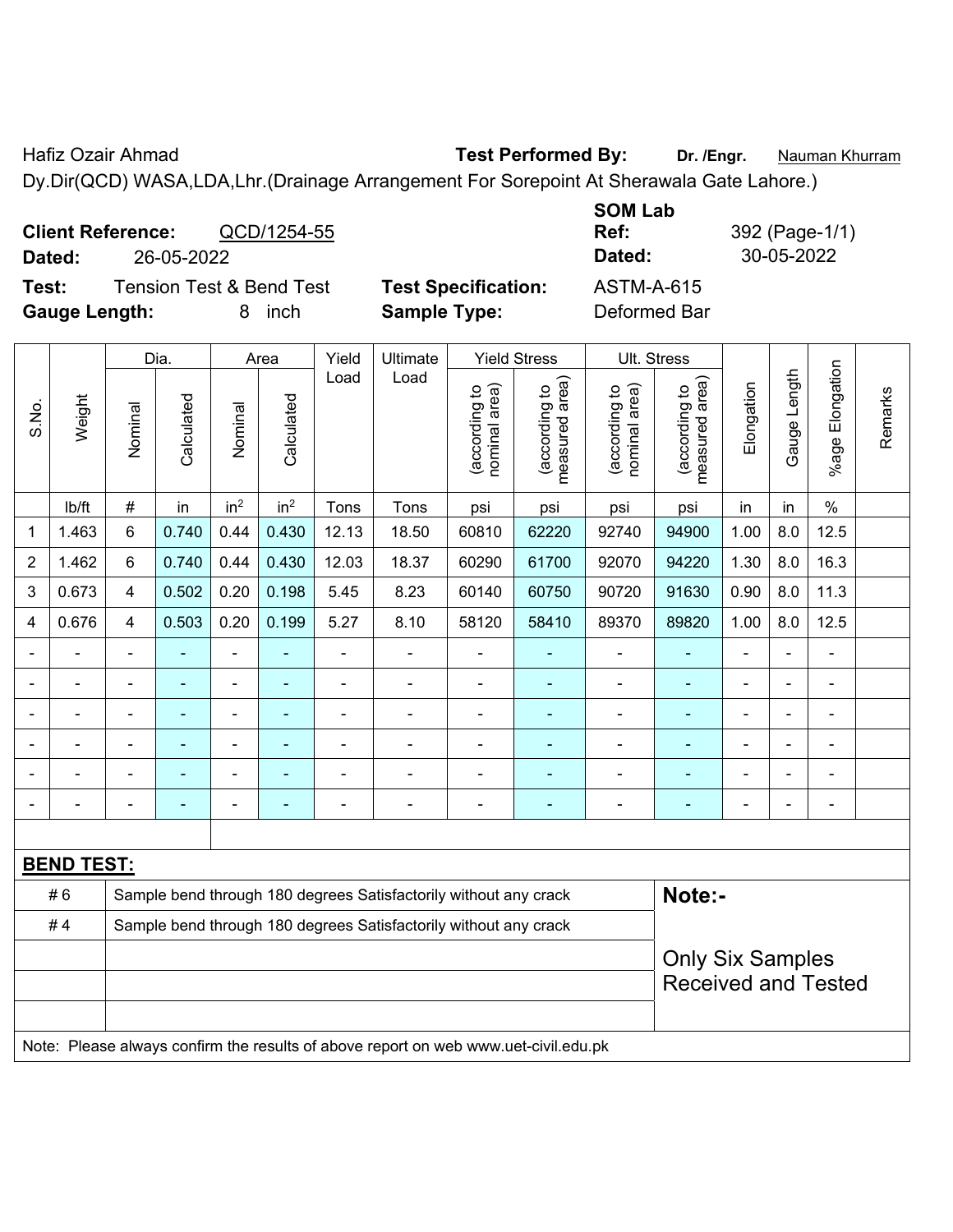Hafiz Ozair Ahmad **Test Performed By:** **Dr. /Engr.** Nauman Khurram

Dy.Dir(QCD) WASA,LDA,Lhr.(Drainage Arrangement For Sorepoint At Sherawala Gate Lahore.)

**Client Reference:** QCD/1254-55 **SOM Lab Ref:** 392 (Page-1/1)

**Dated:** 26-05-2022 **Dated:** 30-05-2022

**Test:** Tension Test & Bend Test **Test Specification:** ASTM-A-615

**Gauge Length:** 8 inch **Sample Type:** Deformed Bar

| S.No. | Weight | Dia. | | Area | | Yield Load | Ultimate Load | Yield Stress | | Ult. Stress | | Elongation | Gauge Length | %age Elongation | Remarks |
|---|---|---|---|---|---|---|---|---|---|---|---|---|---|---|---|
| | | Nominal | Calculated | Nominal | Calculated | | | (according to nominal area) | (according to measured area) | (according to nominal area) | (according to measured area) | | | | |
| | lb/ft | # | in | $in^2$ | $in^2$ | Tons | Tons | psi | psi | psi | psi | in | in | % | |
| 1 | 1.463 | 6 | 0.740 | 0.44 | 0.430 | 12.13 | 18.50 | 60810 | 62220 | 92740 | 94900 | 1.00 | 8.0 | 12.5 | |
| 2 | 1.462 | 6 | 0.740 | 0.44 | 0.430 | 12.03 | 18.37 | 60290 | 61700 | 92070 | 94220 | 1.30 | 8.0 | 16.3 | |
| 3 | 0.673 | 4 | 0.502 | 0.20 | 0.198 | 5.45 | 8.23 | 60140 | 60750 | 90720 | 91630 | 0.90 | 8.0 | 11.3 | |
| 4 | 0.676 | 4 | 0.503 | 0.20 | 0.199 | 5.27 | 8.10 | 58120 | 58410 | 89370 | 89820 | 1.00 | 8.0 | 12.5 | |
| - | - | - | - | - | - | - | - | - | - | - | - | - | - | - | |
| - | - | - | - | - | - | - | - | - | - | - | - | - | - | - | |
| - | - | - | - | - | - | - | - | - | - | - | - | - | - | - | |
| - | - | - | - | - | - | - | - | - | - | - | - | - | - | - | |
| - | - | - | - | - | - | - | - | - | - | - | - | - | - | - | |
| - | - | - | - | - | - | - | - | - | - | - | - | - | - | - | |

**BEND TEST:**

| | | |
|---|---|---|
| # 6 | Sample bend through 180 degrees Satisfactorily without any crack | **Note:-** |
| # 4 | Sample bend through 180 degrees Satisfactorily without any crack | Only Six Samples Received and Tested |

Note: Please always confirm the results of above report on web www.uet-civil.edu.pk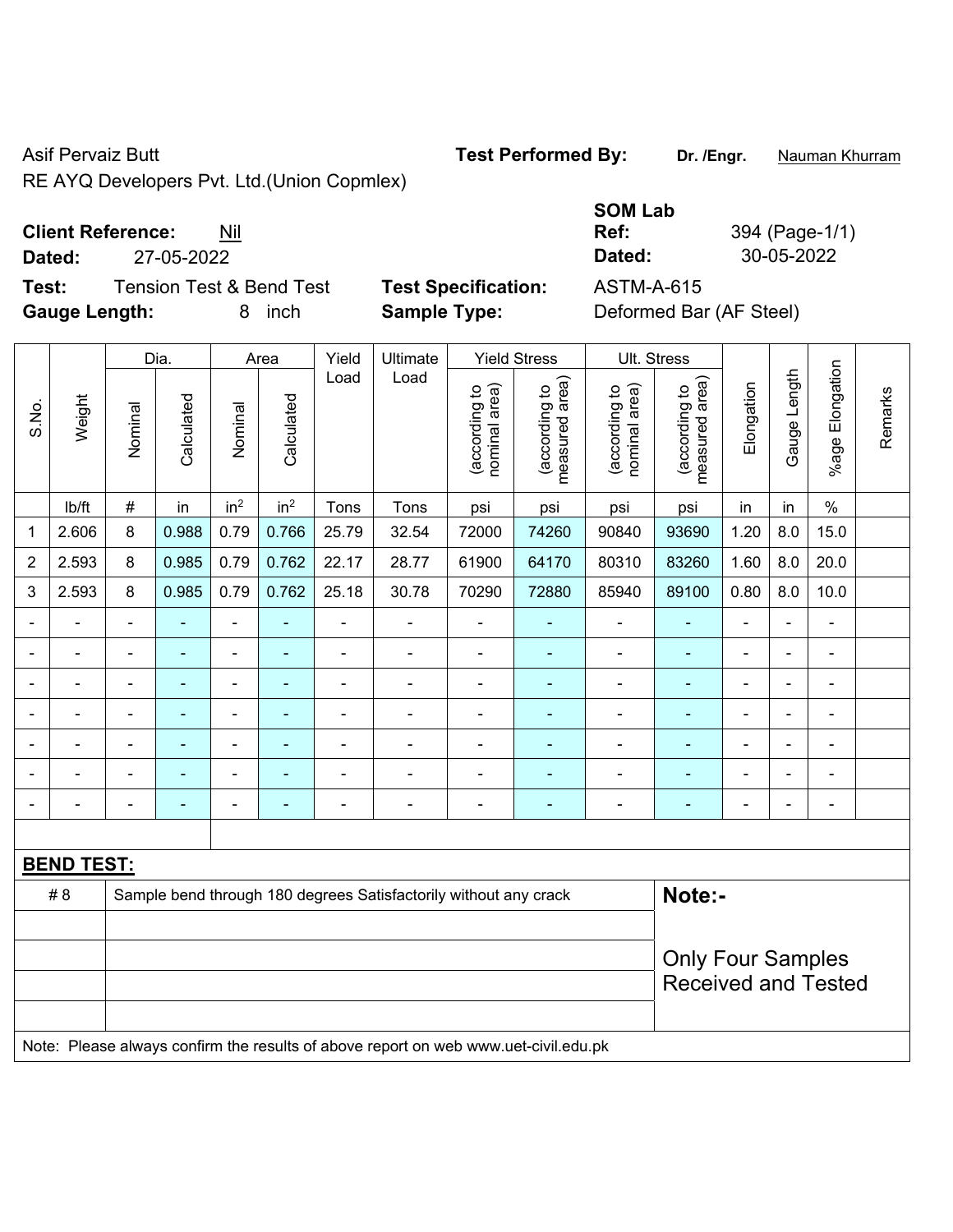Asif Pervaiz Butt

RE AYQ Developers Pvt. Ltd.(Union Copmlex)

**Test Performed By:** **Dr. /Engr.** Nauman Khurram

**Client Reference:** Nil

**Dated:** 27-05-2022

**SOM Lab Ref:** 394 (Page-1/1)

**Dated:** 30-05-2022

**Test:** Tension Test & Bend Test

**Test Specification:** ASTM-A-615

**Gauge Length:** 8 inch

**Sample Type:** Deformed Bar (AF Steel)

| S.No. | Weight | Dia. | | Area | | Yield Load | Ultimate Load | Yield Stress | | Ult. Stress | | Elongation | Gauge Length | %age Elongation | Remarks |
|---|---|---|---|---|---|---|---|---|---|---|---|---|---|---|---|
| | | Nominal | Calculated | Nominal | Calculated | | | (according to nominal area) | (according to measured area) | (according to nominal area) | (according to measured area) | | | | |
| | lb/ft | # | in | in² | in² | Tons | Tons | psi | psi | psi | psi | in | in | % | |
| 1 | 2.606 | 8 | 0.988 | 0.79 | 0.766 | 25.79 | 32.54 | 72000 | 74260 | 90840 | 93690 | 1.20 | 8.0 | 15.0 | |
| 2 | 2.593 | 8 | 0.985 | 0.79 | 0.762 | 22.17 | 28.77 | 61900 | 64170 | 80310 | 83260 | 1.60 | 8.0 | 20.0 | |
| 3 | 2.593 | 8 | 0.985 | 0.79 | 0.762 | 25.18 | 30.78 | 70290 | 72880 | 85940 | 89100 | 0.80 | 8.0 | 10.0 | |
| - | - | - | - | - | - | - | - | - | - | - | - | - | - | - | |
| - | - | - | - | - | - | - | - | - | - | - | - | - | - | - | |
| - | - | - | - | - | - | - | - | - | - | - | - | - | - | - | |
| - | - | - | - | - | - | - | - | - | - | - | - | - | - | - | |
| - | - | - | - | - | - | - | - | - | - | - | - | - | - | - | |
| - | - | - | - | - | - | - | - | - | - | - | - | - | - | - | |
| - | - | - | - | - | - | - | - | - | - | - | - | - | - | - | |

**BEND TEST:**

| | | |
|---|---|---|
| # 8 | Sample bend through 180 degrees Satisfactorily without any crack | **Note:-** |
| | | Only Four Samples Received and Tested |

Note: Please always confirm the results of above report on web www.uet-civil.edu.pk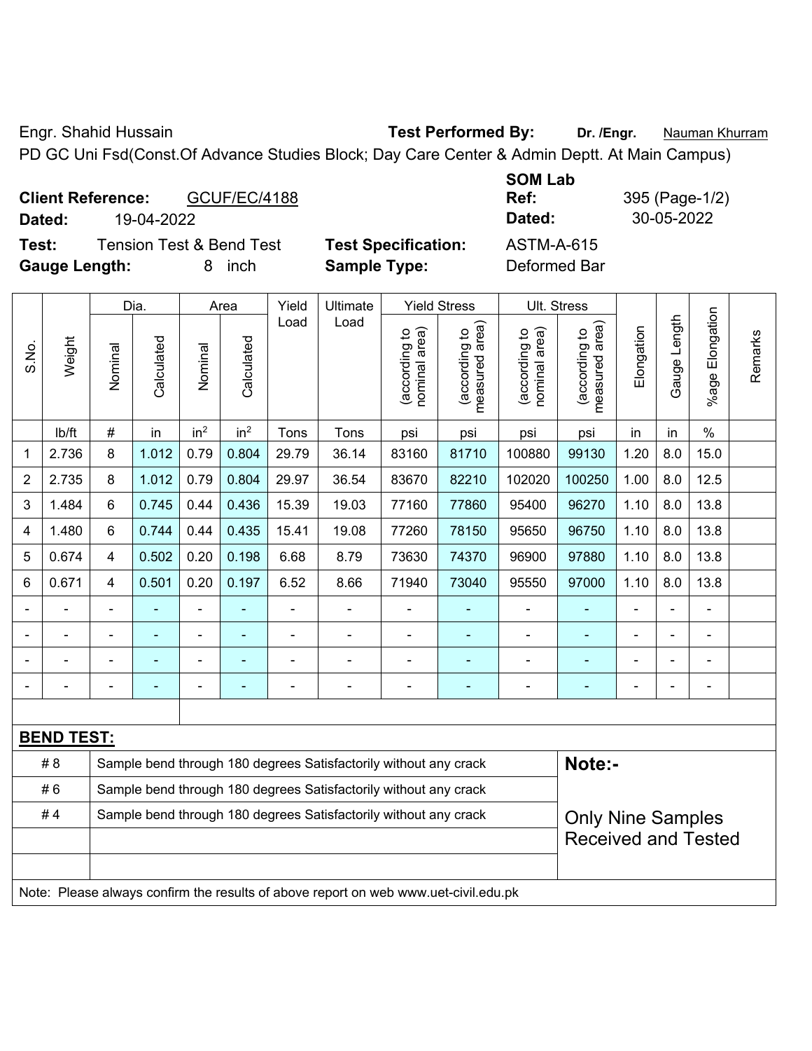Engr. Shahid Hussain | **Test Performed By:** **Dr. /Engr.** Nauman Khurram

PD GC Uni Fsd(Const.Of Advance Studies Block; Day Care Center & Admin Deptt. At Main Campus)

**Client Reference:** GCUF/EC/4188
**Dated:** 19-04-2022

**SOM Lab Ref:** 395 (Page-1/2)
**Dated:** 30-05-2022

**Test:** Tension Test & Bend Test
**Test Specification:** ASTM-A-615
**Gauge Length:** 8 inch
**Sample Type:** Deformed Bar

| S.No. | Weight | Dia. | | Area | | Yield Load | Ultimate Load | Yield Stress | | Ult. Stress | | Elongation | Gauge Length | %age Elongation | Remarks |
|---|---|---|---|---|---|---|---|---|---|---|---|---|---|---|---|
| | | Nominal | Calculated | Nominal | Calculated | | | (according to nominal area) | (according to measured area) | (according to nominal area) | (according to measured area) | | | | |
| | lb/ft | # | in | $in^2$ | $in^2$ | Tons | Tons | psi | psi | psi | psi | in | in | % | |
| 1 | 2.736 | 8 | 1.012 | 0.79 | 0.804 | 29.79 | 36.14 | 83160 | 81710 | 100880 | 99130 | 1.20 | 8.0 | 15.0 | |
| 2 | 2.735 | 8 | 1.012 | 0.79 | 0.804 | 29.97 | 36.54 | 83670 | 82210 | 102020 | 100250 | 1.00 | 8.0 | 12.5 | |
| 3 | 1.484 | 6 | 0.745 | 0.44 | 0.436 | 15.39 | 19.03 | 77160 | 77860 | 95400 | 96270 | 1.10 | 8.0 | 13.8 | |
| 4 | 1.480 | 6 | 0.744 | 0.44 | 0.435 | 15.41 | 19.08 | 77260 | 78150 | 95650 | 96750 | 1.10 | 8.0 | 13.8 | |
| 5 | 0.674 | 4 | 0.502 | 0.20 | 0.198 | 6.68 | 8.79 | 73630 | 74370 | 96900 | 97880 | 1.10 | 8.0 | 13.8 | |
| 6 | 0.671 | 4 | 0.501 | 0.20 | 0.197 | 6.52 | 8.66 | 71940 | 73040 | 95550 | 97000 | 1.10 | 8.0 | 13.8 | |
| - | - | - | - | - | - | - | - | - | - | - | - | - | - | - | |
| - | - | - | - | - | - | - | - | - | - | - | - | - | - | - | |
| - | - | - | - | - | - | - | - | - | - | - | - | - | - | - | |
| - | - | - | - | - | - | - | - | - | - | - | - | - | - | - | |

**BEND TEST:**

| | | |
|---|---|---|
| # 8 | Sample bend through 180 degrees Satisfactorily without any crack | **Note:-** |
| # 6 | Sample bend through 180 degrees Satisfactorily without any crack | |
| # 4 | Sample bend through 180 degrees Satisfactorily without any crack | Only Nine Samples Received and Tested |

Note: Please always confirm the results of above report on web www.uet-civil.edu.pk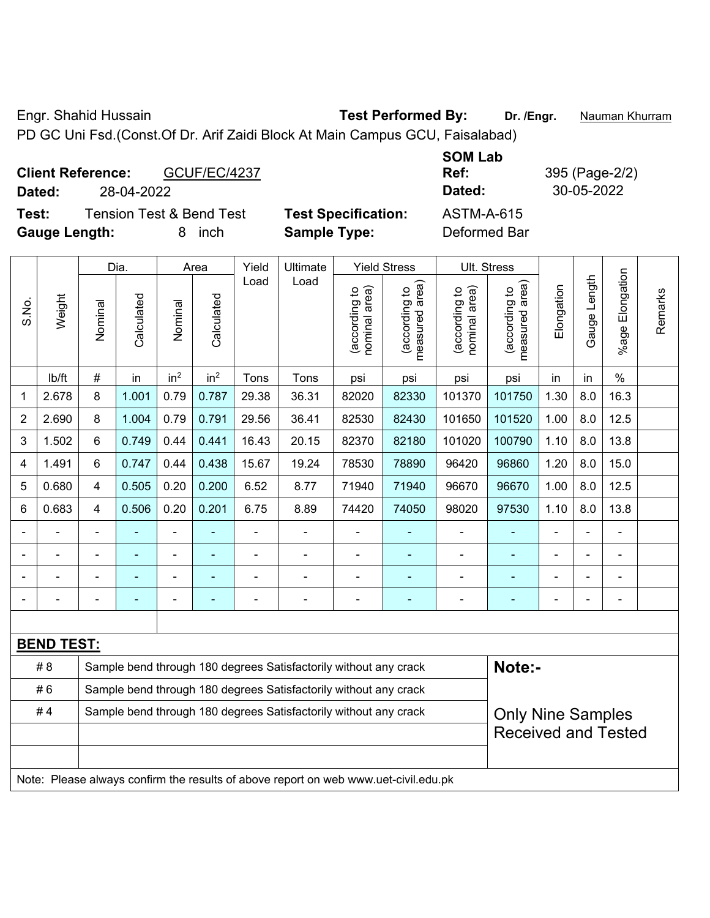Engr. Shahid Hussain **Test Performed By:** **Dr. /Engr.** Nauman Khurram

PD GC Uni Fsd.(Const.Of Dr. Arif Zaidi Block At Main Campus GCU, Faisalabad)

**Client Reference:** GCUF/EC/4237 **SOM Lab Ref:** 395 (Page-2/2)

**Dated:** 28-04-2022 **Dated:** 30-05-2022

**Test:** Tension Test & Bend Test **Test Specification:** ASTM-A-615

**Gauge Length:** 8 inch **Sample Type:** Deformed Bar

| S.No. | Weight | Dia. | | Area | | Yield Load | Ultimate Load | Yield Stress | | Ult. Stress | | Elongation | Gauge Length | %age Elongation | Remarks |
|---|---|---|---|---|---|---|---|---|---|---|---|---|---|---|---|
| | | Nominal | Calculated | Nominal | Calculated | | | (according to nominal area) | (according to measured area) | (according to nominal area) | (according to measured area) | | | | |
| | lb/ft | # | in | in$^2$ | in$^2$ | Tons | Tons | psi | psi | psi | psi | in | in | % | |
| 1 | 2.678 | 8 | 1.001 | 0.79 | 0.787 | 29.38 | 36.31 | 82020 | 82330 | 101370 | 101750 | 1.30 | 8.0 | 16.3 | |
| 2 | 2.690 | 8 | 1.004 | 0.79 | 0.791 | 29.56 | 36.41 | 82530 | 82430 | 101650 | 101520 | 1.00 | 8.0 | 12.5 | |
| 3 | 1.502 | 6 | 0.749 | 0.44 | 0.441 | 16.43 | 20.15 | 82370 | 82180 | 101020 | 100790 | 1.10 | 8.0 | 13.8 | |
| 4 | 1.491 | 6 | 0.747 | 0.44 | 0.438 | 15.67 | 19.24 | 78530 | 78890 | 96420 | 96860 | 1.20 | 8.0 | 15.0 | |
| 5 | 0.680 | 4 | 0.505 | 0.20 | 0.200 | 6.52 | 8.77 | 71940 | 71940 | 96670 | 96670 | 1.00 | 8.0 | 12.5 | |
| 6 | 0.683 | 4 | 0.506 | 0.20 | 0.201 | 6.75 | 8.89 | 74420 | 74050 | 98020 | 97530 | 1.10 | 8.0 | 13.8 | |
| - | - | - | - | - | - | - | - | - | - | - | - | - | - | - | |
| - | - | - | - | - | - | - | - | - | - | - | - | - | - | - | |
| - | - | - | - | - | - | - | - | - | - | - | - | - | - | - | |
| - | - | - | - | - | - | - | - | - | - | - | - | - | - | - | |

**BEND TEST:**

| | | |
|---|---|---|
| # 8 | Sample bend through 180 degrees Satisfactorily without any crack | **Note:-** |
| # 6 | Sample bend through 180 degrees Satisfactorily without any crack | |
| # 4 | Sample bend through 180 degrees Satisfactorily without any crack | Only Nine Samples Received and Tested |

Note: Please always confirm the results of above report on web www.uet-civil.edu.pk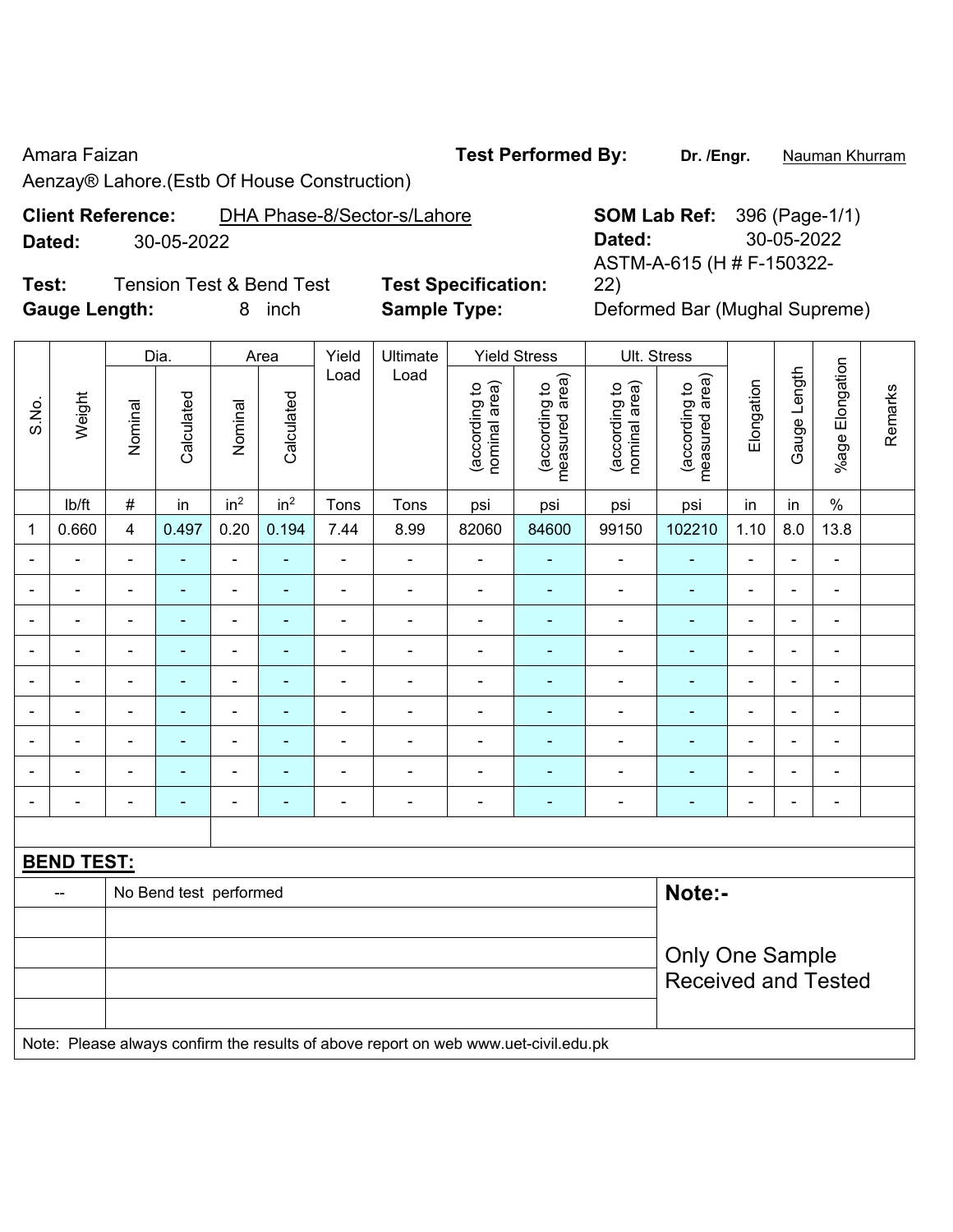Amara Faizan

Aenzay® Lahore.(Estb Of House Construction)

**Test Performed By:** **Dr. /Engr.** Nauman Khurram

**Client Reference:** DHA Phase-8/Sector-s/Lahore

**Dated:** 30-05-2022

**SOM Lab Ref:** 396 (Page-1/1)

**Dated:** 30-05-2022

**Test:** Tension Test & Bend Test

**Test Specification:** ASTM-A-615 (H # F-150322-22)

**Gauge Length:** 8 inch

**Sample Type:** Deformed Bar (Mughal Supreme)

| S.No. | Weight | Dia. | | Area | | Yield Load | Ultimate Load | Yield Stress | | Ult. Stress | | Elongation | Gauge Length | %age Elongation | Remarks |
|---|---|---|---|---|---|---|---|---|---|---|---|---|---|---|---|
| | | Nominal | Calculated | Nominal | Calculated | | | (according to nominal area) | (according to measured area) | (according to nominal area) | (according to measured area) | | | | |
| | lb/ft | # | in | in² | in² | Tons | Tons | psi | psi | psi | psi | in | in | % | |
| 1 | 0.660 | 4 | 0.497 | 0.20 | 0.194 | 7.44 | 8.99 | 82060 | 84600 | 99150 | 102210 | 1.10 | 8.0 | 13.8 | |
| - | - | - | - | - | - | - | - | - | - | - | - | - | - | - | |
| - | - | - | - | - | - | - | - | - | - | - | - | - | - | - | |
| - | - | - | - | - | - | - | - | - | - | - | - | - | - | - | |
| - | - | - | - | - | - | - | - | - | - | - | - | - | - | - | |
| - | - | - | - | - | - | - | - | - | - | - | - | - | - | - | |
| - | - | - | - | - | - | - | - | - | - | - | - | - | - | - | |
| - | - | - | - | - | - | - | - | - | - | - | - | - | - | - | |
| - | - | - | - | - | - | - | - | - | - | - | - | - | - | - | |
| - | - | - | - | - | - | - | - | - | - | - | - | - | - | - | |

**BEND TEST:**

| | | |
|---|---|---|
| -- | No Bend test performed | **Note:-** Only One Sample Received and Tested |

Note: Please always confirm the results of above report on web www.uet-civil.edu.pk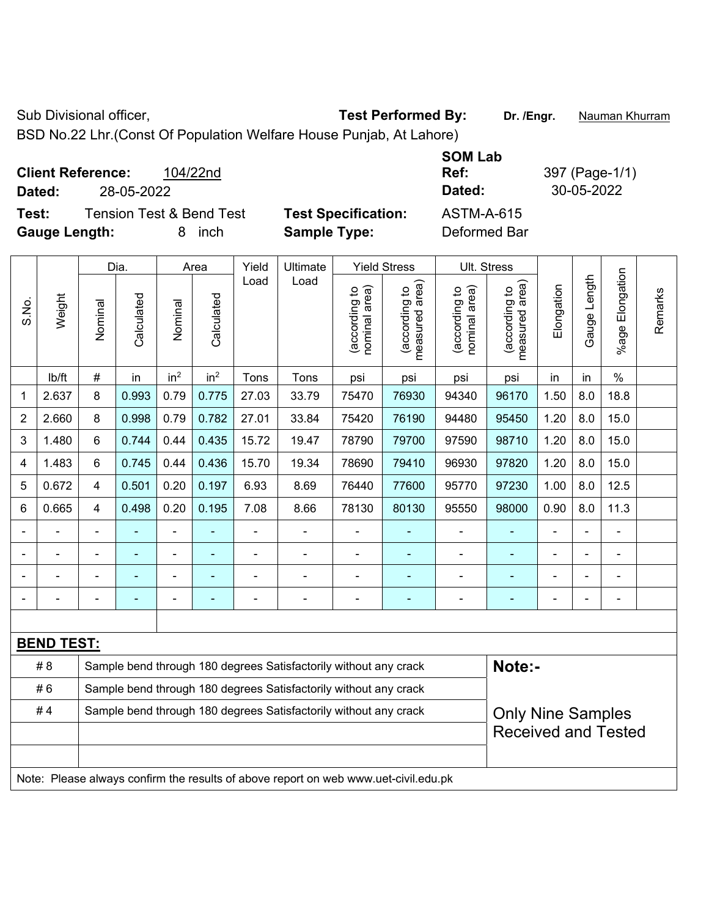Sub Divisional officer,

BSD No.22 Lhr.(Const Of Population Welfare House Punjab, At Lahore)

**Test Performed By:** **Dr. /Engr.** Nauman Khurram

**Client Reference:** 104/22nd

**Dated:** 28-05-2022

**SOM Lab Ref:** 397 (Page-1/1)

**Dated:** 30-05-2022

**Test:** Tension Test & Bend Test

**Gauge Length:** 8 inch

**Test Specification:** ASTM-A-615

**Sample Type:** Deformed Bar

| S.No. | Weight | Dia. | | Area | | Yield Load | Ultimate Load | Yield Stress | | Ult. Stress | | Elongation | Gauge Length | %age Elongation | Remarks |
|---|---|---|---|---|---|---|---|---|---|---|---|---|---|---|---|
| | | Nominal | Calculated | Nominal | Calculated | | | (according to nominal area) | (according to measured area) | (according to nominal area) | (according to measured area) | | | | |
| | lb/ft | # | in | $in^2$ | $in^2$ | Tons | Tons | psi | psi | psi | psi | in | in | % | |
| 1 | 2.637 | 8 | 0.993 | 0.79 | 0.775 | 27.03 | 33.79 | 75470 | 76930 | 94340 | 96170 | 1.50 | 8.0 | 18.8 | |
| 2 | 2.660 | 8 | 0.998 | 0.79 | 0.782 | 27.01 | 33.84 | 75420 | 76190 | 94480 | 95450 | 1.20 | 8.0 | 15.0 | |
| 3 | 1.480 | 6 | 0.744 | 0.44 | 0.435 | 15.72 | 19.47 | 78790 | 79700 | 97590 | 98710 | 1.20 | 8.0 | 15.0 | |
| 4 | 1.483 | 6 | 0.745 | 0.44 | 0.436 | 15.70 | 19.34 | 78690 | 79410 | 96930 | 97820 | 1.20 | 8.0 | 15.0 | |
| 5 | 0.672 | 4 | 0.501 | 0.20 | 0.197 | 6.93 | 8.69 | 76440 | 77600 | 95770 | 97230 | 1.00 | 8.0 | 12.5 | |
| 6 | 0.665 | 4 | 0.498 | 0.20 | 0.195 | 7.08 | 8.66 | 78130 | 80130 | 95550 | 98000 | 0.90 | 8.0 | 11.3 | |
| - | - | - | - | - | - | - | - | - | - | - | - | - | - | - | |
| - | - | - | - | - | - | - | - | - | - | - | - | - | - | - | |
| - | - | - | - | - | - | - | - | - | - | - | - | - | - | - | |
| - | - | - | - | - | - | - | - | - | - | - | - | - | - | - | |

**BEND TEST:**

| | | |
|---|---|---|
| # 8 | Sample bend through 180 degrees Satisfactorily without any crack | **Note:-** |
| # 6 | Sample bend through 180 degrees Satisfactorily without any crack | |
| # 4 | Sample bend through 180 degrees Satisfactorily without any crack | Only Nine Samples Received and Tested |

Note: Please always confirm the results of above report on web www.uet-civil.edu.pk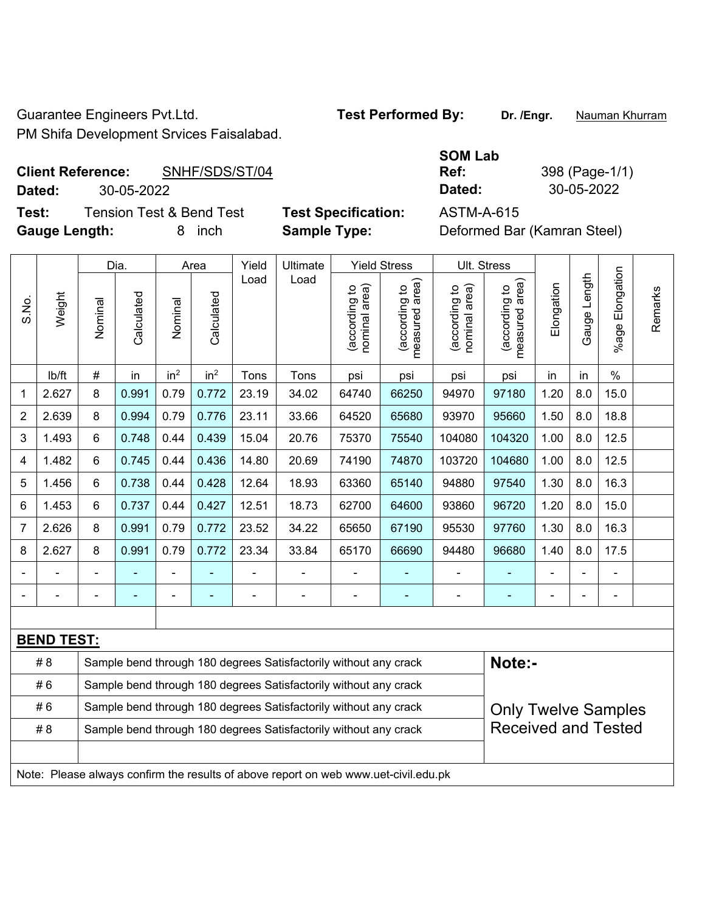Guarantee Engineers Pvt.Ltd.

PM Shifa Development Srvices Faisalabad.

**Test Performed By:** **Dr. /Engr.** Nauman Khurram

**SOM Lab**

**Client Reference:** SNHF/SDS/ST/04

**Dated:** 30-05-2022

**Ref:** 398 (Page-1/1)

**Dated:** 30-05-2022

**Test:** Tension Test & Bend Test

**Gauge Length:** 8 inch

**Test Specification:** ASTM-A-615

**Sample Type:** Deformed Bar (Kamran Steel)

| S.No. | Weight | Dia. | | Area | | Yield Load | Ultimate Load | Yield Stress | | Ult. Stress | | Elongation | Gauge Length | %age Elongation | Remarks |
|---|---|---|---|---|---|---|---|---|---|---|---|---|---|---|---|
| | | Nominal | Calculated | Nominal | Calculated | | | (according to nominal area) | (according to measured area) | (according to nominal area) | (according to measured area) | | | | |
| | lb/ft | # | in | in$^2$ | in$^2$ | Tons | Tons | psi | psi | psi | psi | in | in | % | |
| 1 | 2.627 | 8 | 0.991 | 0.79 | 0.772 | 23.19 | 34.02 | 64740 | 66250 | 94970 | 97180 | 1.20 | 8.0 | 15.0 | |
| 2 | 2.639 | 8 | 0.994 | 0.79 | 0.776 | 23.11 | 33.66 | 64520 | 65680 | 93970 | 95660 | 1.50 | 8.0 | 18.8 | |
| 3 | 1.493 | 6 | 0.748 | 0.44 | 0.439 | 15.04 | 20.76 | 75370 | 75540 | 104080 | 104320 | 1.00 | 8.0 | 12.5 | |
| 4 | 1.482 | 6 | 0.745 | 0.44 | 0.436 | 14.80 | 20.69 | 74190 | 74870 | 103720 | 104680 | 1.00 | 8.0 | 12.5 | |
| 5 | 1.456 | 6 | 0.738 | 0.44 | 0.428 | 12.64 | 18.93 | 63360 | 65140 | 94880 | 97540 | 1.30 | 8.0 | 16.3 | |
| 6 | 1.453 | 6 | 0.737 | 0.44 | 0.427 | 12.51 | 18.73 | 62700 | 64600 | 93860 | 96720 | 1.20 | 8.0 | 15.0 | |
| 7 | 2.626 | 8 | 0.991 | 0.79 | 0.772 | 23.52 | 34.22 | 65650 | 67190 | 95530 | 97760 | 1.30 | 8.0 | 16.3 | |
| 8 | 2.627 | 8 | 0.991 | 0.79 | 0.772 | 23.34 | 33.84 | 65170 | 66690 | 94480 | 96680 | 1.40 | 8.0 | 17.5 | |
| - | - | - | - | - | - | - | - | - | - | - | - | - | - | - | |
| - | - | - | - | - | - | - | - | - | - | - | - | - | - | - | |

**BEND TEST:**

| | |
|---|---|
| # 8 | Sample bend through 180 degrees Satisfactorily without any crack |
| # 6 | Sample bend through 180 degrees Satisfactorily without any crack |
| # 6 | Sample bend through 180 degrees Satisfactorily without any crack |
| # 8 | Sample bend through 180 degrees Satisfactorily without any crack |

**Note:-**

Only Twelve Samples Received and Tested

Note: Please always confirm the results of above report on web www.uet-civil.edu.pk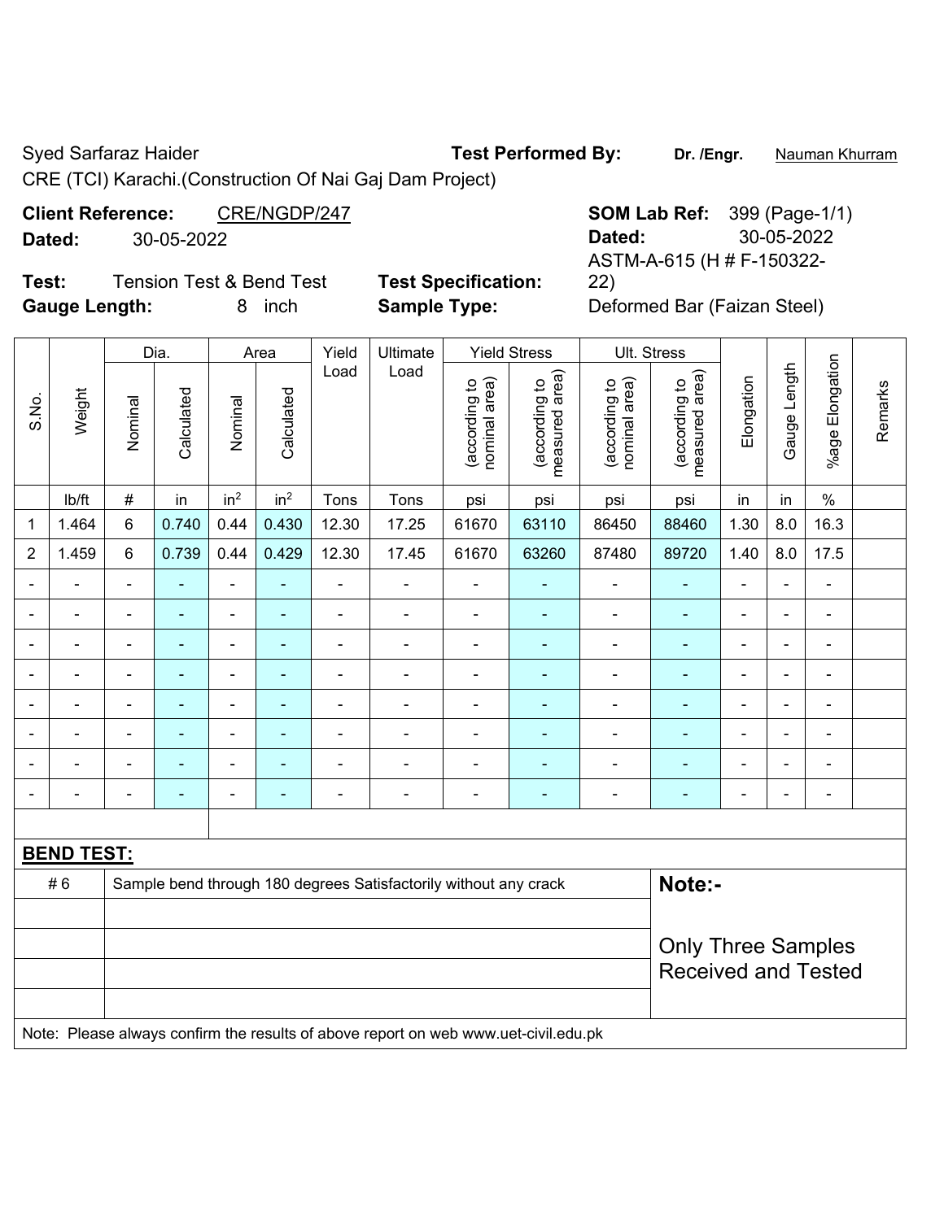Syed Sarfaraz Haider **Test Performed By:** **Dr. /Engr.** Nauman Khurram

CRE (TCI) Karachi.(Construction Of Nai Gaj Dam Project)

**Client Reference:** CRE/NGDP/247 **SOM Lab Ref:** 399 (Page-1/1)

**Dated:** 30-05-2022 **Dated:** 30-05-2022

**Test:** Tension Test & Bend Test **Test Specification:** ASTM-A-615 (H # F-150322-22)

**Gauge Length:** 8 inch **Sample Type:** Deformed Bar (Faizan Steel)

| S.No. | Weight | Dia. | | Area | | Yield Load | Ultimate Load | Yield Stress | | Ult. Stress | | Elongation | Gauge Length | %age Elongation | Remarks |
|---|---|---|---|---|---|---|---|---|---|---|---|---|---|---|---|
| | | Nominal | Calculated | Nominal | Calculated | | | (according to nominal area) | (according to measured area) | (according to nominal area) | (according to measured area) | | | | |
| | lb/ft | # | in | in$^2$ | in$^2$ | Tons | Tons | psi | psi | psi | psi | in | in | % | |
| 1 | 1.464 | 6 | 0.740 | 0.44 | 0.430 | 12.30 | 17.25 | 61670 | 63110 | 86450 | 88460 | 1.30 | 8.0 | 16.3 | |
| 2 | 1.459 | 6 | 0.739 | 0.44 | 0.429 | 12.30 | 17.45 | 61670 | 63260 | 87480 | 89720 | 1.40 | 8.0 | 17.5 | |
| - | - | - | - | - | - | - | - | - | - | - | - | - | - | - | |
| - | - | - | - | - | - | - | - | - | - | - | - | - | - | - | |
| - | - | - | - | - | - | - | - | - | - | - | - | - | - | - | |
| - | - | - | - | - | - | - | - | - | - | - | - | - | - | - | |
| - | - | - | - | - | - | - | - | - | - | - | - | - | - | - | |
| - | - | - | - | - | - | - | - | - | - | - | - | - | - | - | |
| - | - | - | - | - | - | - | - | - | - | - | - | - | - | - | |
| - | - | - | - | - | - | - | - | - | - | - | - | - | - | - | |

**BEND TEST:**

| | | |
|---|---|---|
| # 6 | Sample bend through 180 degrees Satisfactorily without any crack | **Note:-** Only Three Samples Received and Tested |

Note: Please always confirm the results of above report on web www.uet-civil.edu.pk